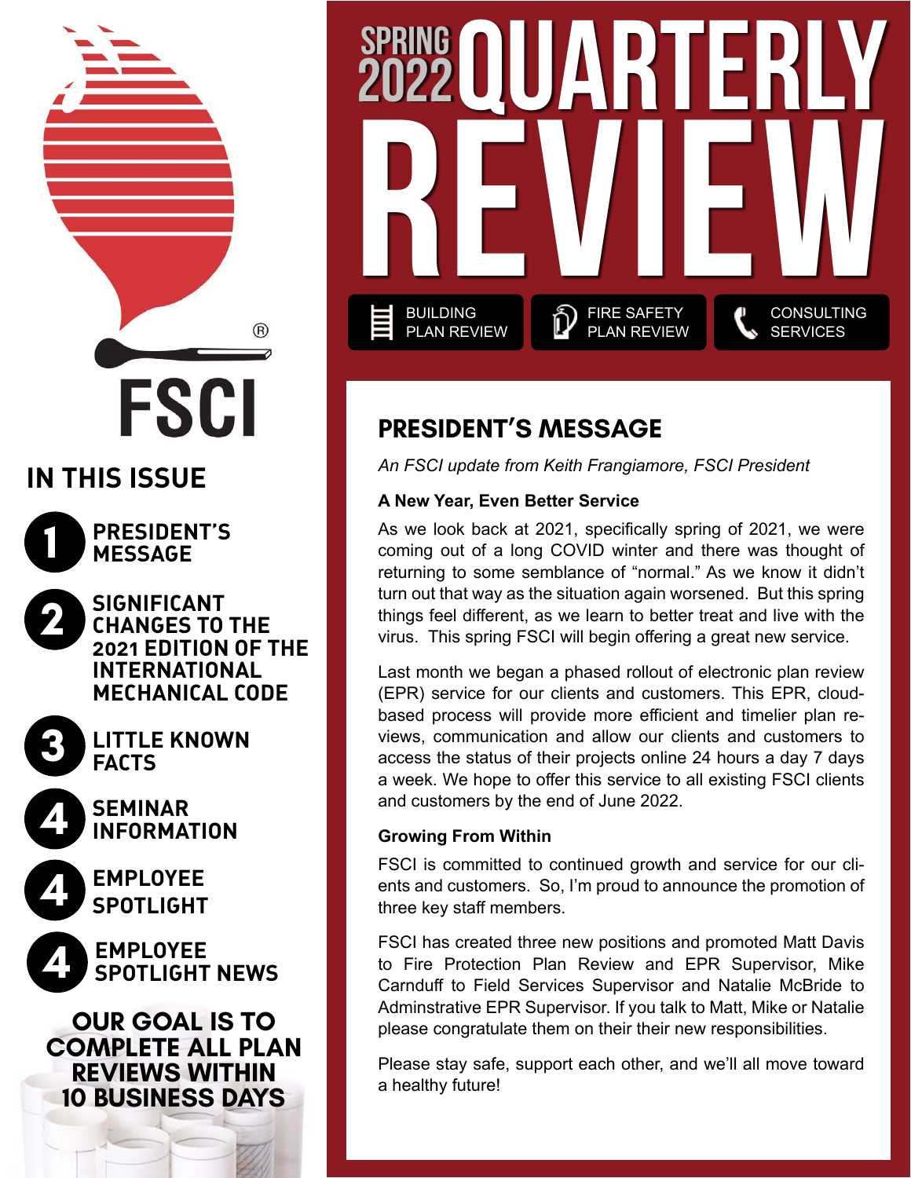FSCI

## IN THIS ISSUE

1. **PRESIDENT'S MESSAGE**
2. **SIGNIFICANT CHANGES TO THE 2021 EDITION OF THE INTERNATIONAL MECHANICAL CODE**
3. **LITTLE KNOWN FACTS**
4. **SEMINAR INFORMATION**
4. **EMPLOYEE SPOTLIGHT**
4. **EMPLOYEE SPOTLIGHT NEWS**

**OUR GOAL IS TO COMPLETE ALL PLAN REVIEWS WITHIN 10 BUSINESS DAYS**

# SPRING 2022 QUARTERLY REVIEW

BUILDING PLAN REVIEW | FIRE SAFETY PLAN REVIEW | CONSULTING SERVICES

## PRESIDENT'S MESSAGE

*An FSCI update from Keith Frangiamore, FSCI President*

### A New Year, Even Better Service

As we look back at 2021, specifically spring of 2021, we were coming out of a long COVID winter and there was thought of returning to some semblance of "normal." As we know it didn't turn out that way as the situation again worsened. But this spring things feel different, as we learn to better treat and live with the virus. This spring FSCI will begin offering a great new service.

Last month we began a phased rollout of electronic plan review (EPR) service for our clients and customers. This EPR, cloud-based process will provide more efficient and timelier plan reviews, communication and allow our clients and customers to access the status of their projects online 24 hours a day 7 days a week. We hope to offer this service to all existing FSCI clients and customers by the end of June 2022.

### Growing From Within

FSCI is committed to continued growth and service for our clients and customers. So, I'm proud to announce the promotion of three key staff members.

FSCI has created three new positions and promoted Matt Davis to Fire Protection Plan Review and EPR Supervisor, Mike Carnduff to Field Services Supervisor and Natalie McBride to Adminstrative EPR Supervisor. If you talk to Matt, Mike or Natalie please congratulate them on their their new responsibilities.

Please stay safe, support each other, and we'll all move toward a healthy future!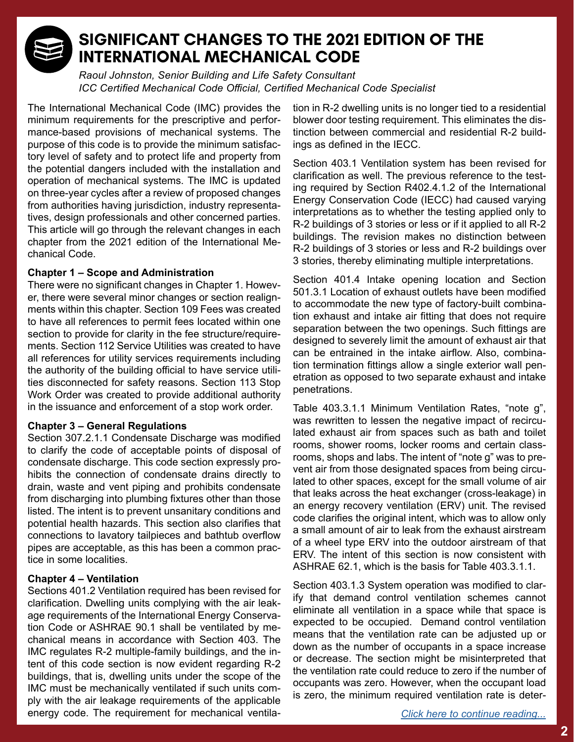# SIGNIFICANT CHANGES TO THE 2021 EDITION OF THE INTERNATIONAL MECHANICAL CODE

*Raoul Johnston, Senior Building and Life Safety Consultant*
*ICC Certified Mechanical Code Official, Certified Mechanical Code Specialist*

The International Mechanical Code (IMC) provides the minimum requirements for the prescriptive and performance-based provisions of mechanical systems. The purpose of this code is to provide the minimum satisfactory level of safety and to protect life and property from the potential dangers included with the installation and operation of mechanical systems. The IMC is updated on three-year cycles after a review of proposed changes from authorities having jurisdiction, industry representatives, design professionals and other concerned parties. This article will go through the relevant changes in each chapter from the 2021 edition of the International Mechanical Code.

**Chapter 1 – Scope and Administration**

There were no significant changes in Chapter 1. However, there were several minor changes or section realignments within this chapter. Section 109 Fees was created to have all references to permit fees located within one section to provide for clarity in the fee structure/requirements. Section 112 Service Utilities was created to have all references for utility services requirements including the authority of the building official to have service utilities disconnected for safety reasons. Section 113 Stop Work Order was created to provide additional authority in the issuance and enforcement of a stop work order.

**Chapter 3 – General Regulations**

Section 307.2.1.1 Condensate Discharge was modified to clarify the code of acceptable points of disposal of condensate discharge. This code section expressly prohibits the connection of condensate drains directly to drain, waste and vent piping and prohibits condensate from discharging into plumbing fixtures other than those listed. The intent is to prevent unsanitary conditions and potential health hazards. This section also clarifies that connections to lavatory tailpieces and bathtub overflow pipes are acceptable, as this has been a common practice in some localities.

**Chapter 4 – Ventilation**

Sections 401.2 Ventilation required has been revised for clarification. Dwelling units complying with the air leakage requirements of the International Energy Conservation Code or ASHRAE 90.1 shall be ventilated by mechanical means in accordance with Section 403. The IMC regulates R-2 multiple-family buildings, and the intent of this code section is now evident regarding R-2 buildings, that is, dwelling units under the scope of the IMC must be mechanically ventilated if such units comply with the air leakage requirements of the applicable energy code. The requirement for mechanical ventilation in R-2 dwelling units is no longer tied to a residential blower door testing requirement. This eliminates the distinction between commercial and residential R-2 buildings as defined in the IECC.

Section 403.1 Ventilation system has been revised for clarification as well. The previous reference to the testing required by Section R402.4.1.2 of the International Energy Conservation Code (IECC) had caused varying interpretations as to whether the testing applied only to R-2 buildings of 3 stories or less or if it applied to all R-2 buildings. The revision makes no distinction between R-2 buildings of 3 stories or less and R-2 buildings over 3 stories, thereby eliminating multiple interpretations.

Section 401.4 Intake opening location and Section 501.3.1 Location of exhaust outlets have been modified to accommodate the new type of factory-built combination exhaust and intake air fitting that does not require separation between the two openings. Such fittings are designed to severely limit the amount of exhaust air that can be entrained in the intake airflow. Also, combination termination fittings allow a single exterior wall penetration as opposed to two separate exhaust and intake penetrations.

Table 403.3.1.1 Minimum Ventilation Rates, "note g", was rewritten to lessen the negative impact of recirculated exhaust air from spaces such as bath and toilet rooms, shower rooms, locker rooms and certain classrooms, shops and labs. The intent of "note g" was to prevent air from those designated spaces from being circulated to other spaces, except for the small volume of air that leaks across the heat exchanger (cross-leakage) in an energy recovery ventilation (ERV) unit. The revised code clarifies the original intent, which was to allow only a small amount of air to leak from the exhaust airstream of a wheel type ERV into the outdoor airstream of that ERV. The intent of this section is now consistent with ASHRAE 62.1, which is the basis for Table 403.3.1.1.

Section 403.1.3 System operation was modified to clarify that demand control ventilation schemes cannot eliminate all ventilation in a space while that space is expected to be occupied. Demand control ventilation means that the ventilation rate can be adjusted up or down as the number of occupants in a space increase or decrease. The section might be misinterpreted that the ventilation rate could reduce to zero if the number of occupants was zero. However, when the occupant load is zero, the minimum required ventilation rate is deter-

*Click here to continue reading...*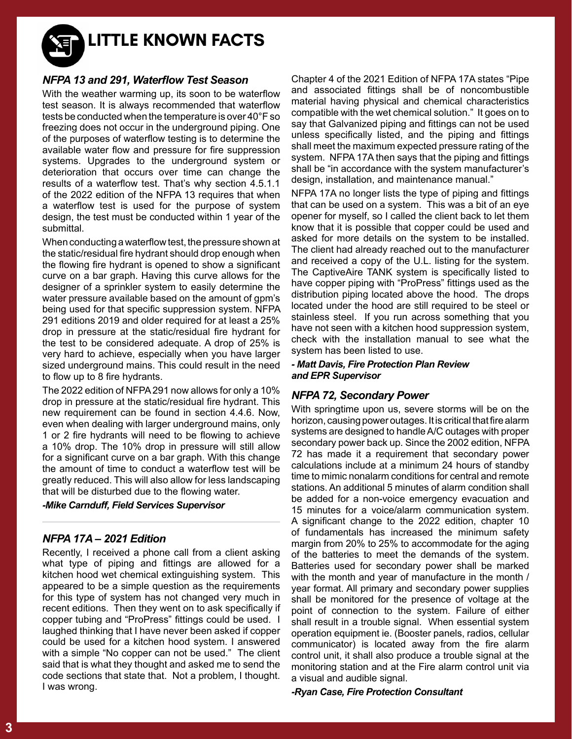# LITTLE KNOWN FACTS

### *NFPA 13 and 291, Waterflow Test Season*

With the weather warming up, its soon to be waterflow test season. It is always recommended that waterflow tests be conducted when the temperature is over 40°F so freezing does not occur in the underground piping. One of the purposes of waterflow testing is to determine the available water flow and pressure for fire suppression systems. Upgrades to the underground system or deterioration that occurs over time can change the results of a waterflow test. That's why section 4.5.1.1 of the 2022 edition of the NFPA 13 requires that when a waterflow test is used for the purpose of system design, the test must be conducted within 1 year of the submittal.

When conducting a waterflow test, the pressure shown at the static/residual fire hydrant should drop enough when the flowing fire hydrant is opened to show a significant curve on a bar graph. Having this curve allows for the designer of a sprinkler system to easily determine the water pressure available based on the amount of gpm's being used for that specific suppression system. NFPA 291 editions 2019 and older required for at least a 25% drop in pressure at the static/residual fire hydrant for the test to be considered adequate. A drop of 25% is very hard to achieve, especially when you have larger sized underground mains. This could result in the need to flow up to 8 fire hydrants.

The 2022 edition of NFPA 291 now allows for only a 10% drop in pressure at the static/residual fire hydrant. This new requirement can be found in section 4.4.6. Now, even when dealing with larger underground mains, only 1 or 2 fire hydrants will need to be flowing to achieve a 10% drop. The 10% drop in pressure will still allow for a significant curve on a bar graph. With this change the amount of time to conduct a waterflow test will be greatly reduced. This will also allow for less landscaping that will be disturbed due to the flowing water.

***-Mike Carnduff, Field Services Supervisor***

---

### *NFPA 17A – 2021 Edition*

Recently, I received a phone call from a client asking what type of piping and fittings are allowed for a kitchen hood wet chemical extinguishing system. This appeared to be a simple question as the requirements for this type of system has not changed very much in recent editions. Then they went on to ask specifically if copper tubing and "ProPress" fittings could be used. I laughed thinking that I have never been asked if copper could be used for a kitchen hood system. I answered with a simple "No copper can not be used." The client said that is what they thought and asked me to send the code sections that state that. Not a problem, I thought. I was wrong.

Chapter 4 of the 2021 Edition of NFPA 17A states "Pipe and associated fittings shall be of noncombustible material having physical and chemical characteristics compatible with the wet chemical solution." It goes on to say that Galvanized piping and fittings can not be used unless specifically listed, and the piping and fittings shall meet the maximum expected pressure rating of the system. NFPA 17A then says that the piping and fittings shall be "in accordance with the system manufacturer's design, installation, and maintenance manual."

NFPA 17A no longer lists the type of piping and fittings that can be used on a system. This was a bit of an eye opener for myself, so I called the client back to let them know that it is possible that copper could be used and asked for more details on the system to be installed. The client had already reached out to the manufacturer and received a copy of the U.L. listing for the system. The CaptiveAire TANK system is specifically listed to have copper piping with "ProPress" fittings used as the distribution piping located above the hood. The drops located under the hood are still required to be steel or stainless steel. If you run across something that you have not seen with a kitchen hood suppression system, check with the installation manual to see what the system has been listed to use.

***- Matt Davis, Fire Protection Plan Review and EPR Supervisor***

### *NFPA 72, Secondary Power*

With springtime upon us, severe storms will be on the horizon, causing power outages. It is critical that fire alarm systems are designed to handle A/C outages with proper secondary power back up. Since the 2002 edition, NFPA 72 has made it a requirement that secondary power calculations include at a minimum 24 hours of standby time to mimic nonalarm conditions for central and remote stations. An additional 5 minutes of alarm condition shall be added for a non-voice emergency evacuation and 15 minutes for a voice/alarm communication system. A significant change to the 2022 edition, chapter 10 of fundamentals has increased the minimum safety margin from 20% to 25% to accommodate for the aging of the batteries to meet the demands of the system. Batteries used for secondary power shall be marked with the month and year of manufacture in the month / year format. All primary and secondary power supplies shall be monitored for the presence of voltage at the point of connection to the system. Failure of either shall result in a trouble signal. When essential system operation equipment ie. (Booster panels, radios, cellular communicator) is located away from the fire alarm control unit, it shall also produce a trouble signal at the monitoring station and at the Fire alarm control unit via a visual and audible signal.

***-Ryan Case, Fire Protection Consultant***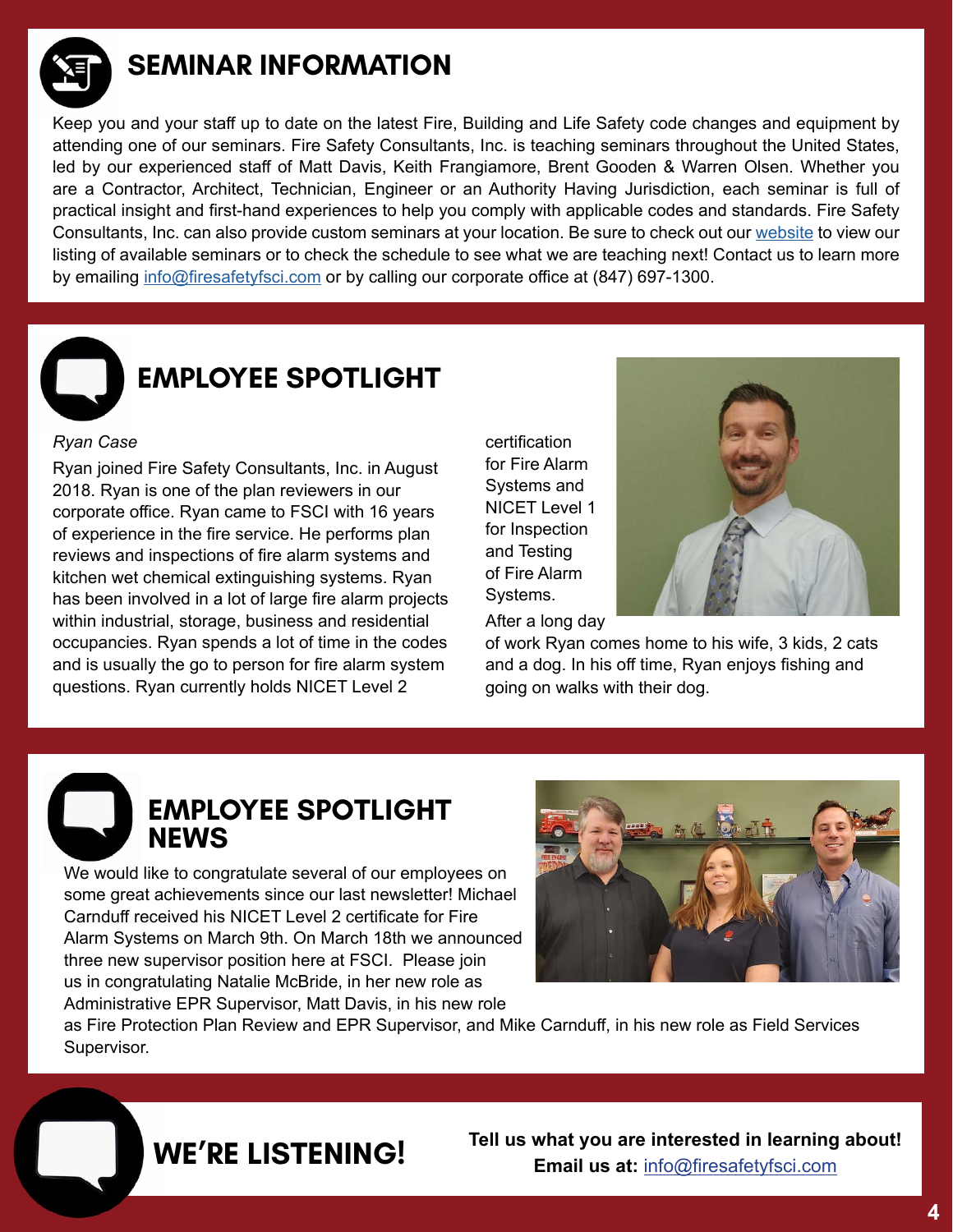## SEMINAR INFORMATION

Keep you and your staff up to date on the latest Fire, Building and Life Safety code changes and equipment by attending one of our seminars. Fire Safety Consultants, Inc. is teaching seminars throughout the United States, led by our experienced staff of Matt Davis, Keith Frangiamore, Brent Gooden & Warren Olsen. Whether you are a Contractor, Architect, Technician, Engineer or an Authority Having Jurisdiction, each seminar is full of practical insight and first-hand experiences to help you comply with applicable codes and standards. Fire Safety Consultants, Inc. can also provide custom seminars at your location. Be sure to check out our website to view our listing of available seminars or to check the schedule to see what we are teaching next! Contact us to learn more by emailing info@firesafetyfsci.com or by calling our corporate office at (847) 697-1300.

## EMPLOYEE SPOTLIGHT

*Ryan Case*

Ryan joined Fire Safety Consultants, Inc. in August 2018. Ryan is one of the plan reviewers in our corporate office. Ryan came to FSCI with 16 years of experience in the fire service. He performs plan reviews and inspections of fire alarm systems and kitchen wet chemical extinguishing systems. Ryan has been involved in a lot of large fire alarm projects within industrial, storage, business and residential occupancies. Ryan spends a lot of time in the codes and is usually the go to person for fire alarm system questions. Ryan currently holds NICET Level 2 certification for Fire Alarm Systems and NICET Level 1 for Inspection and Testing of Fire Alarm Systems.

After a long day of work Ryan comes home to his wife, 3 kids, 2 cats and a dog. In his off time, Ryan enjoys fishing and going on walks with their dog.

## EMPLOYEE SPOTLIGHT NEWS

We would like to congratulate several of our employees on some great achievements since our last newsletter! Michael Carnduff received his NICET Level 2 certificate for Fire Alarm Systems on March 9th. On March 18th we announced three new supervisor position here at FSCI. Please join us in congratulating Natalie McBride, in her new role as Administrative EPR Supervisor, Matt Davis, in his new role as Fire Protection Plan Review and EPR Supervisor, and Mike Carnduff, in his new role as Field Services Supervisor.

## WE'RE LISTENING!

**Tell us what you are interested in learning about!**
**Email us at:** info@firesafetyfsci.com